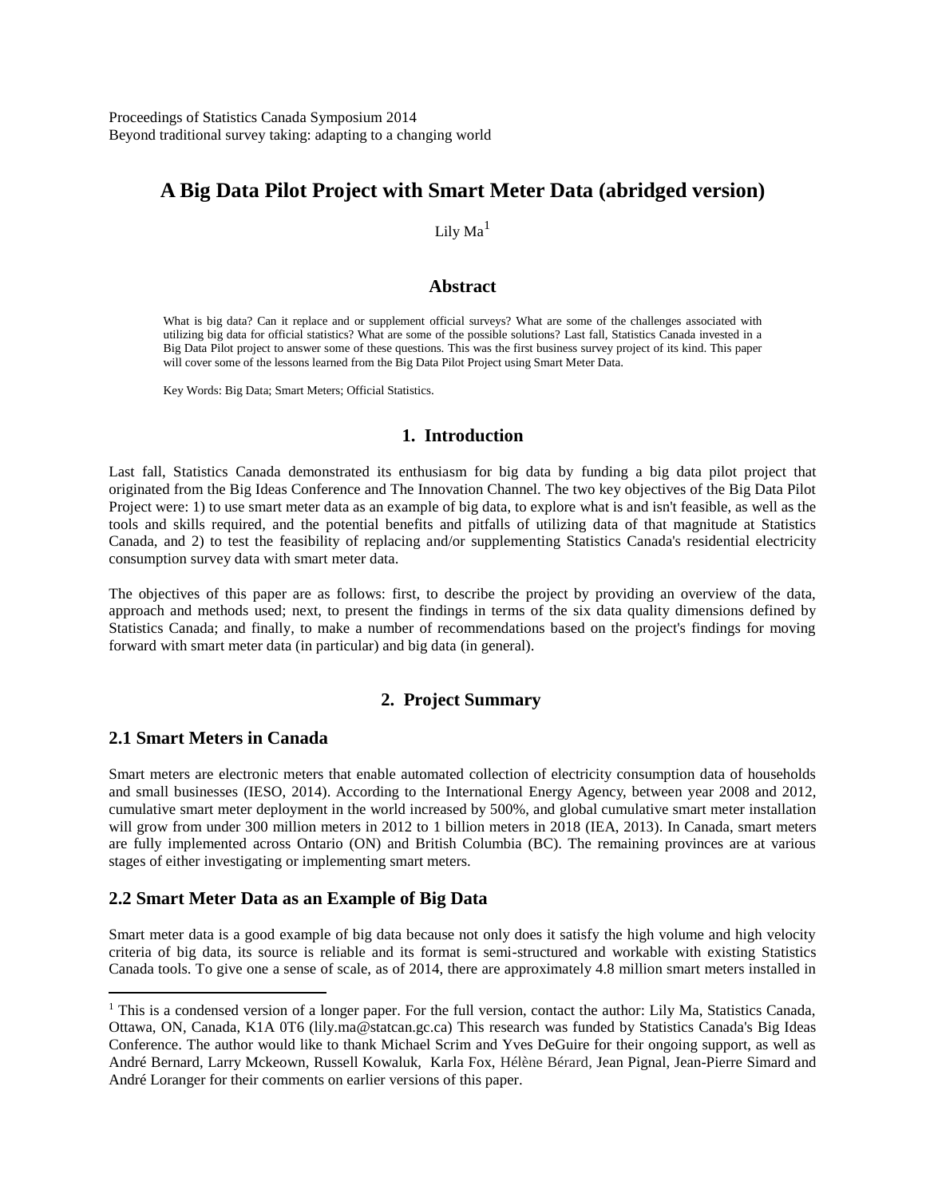Proceedings of Statistics Canada Symposium 2014
Beyond traditional survey taking: adapting to a changing world

# A Big Data Pilot Project with Smart Meter Data (abridged version)

Lily Ma[1]

## Abstract

What is big data? Can it replace and or supplement official surveys? What are some of the challenges associated with utilizing big data for official statistics? What are some of the possible solutions? Last fall, Statistics Canada invested in a Big Data Pilot project to answer some of these questions. This was the first business survey project of its kind. This paper will cover some of the lessons learned from the Big Data Pilot Project using Smart Meter Data.

Key Words: Big Data; Smart Meters; Official Statistics.

## 1. Introduction

Last fall, Statistics Canada demonstrated its enthusiasm for big data by funding a big data pilot project that originated from the Big Ideas Conference and The Innovation Channel. The two key objectives of the Big Data Pilot Project were: 1) to use smart meter data as an example of big data, to explore what is and isn't feasible, as well as the tools and skills required, and the potential benefits and pitfalls of utilizing data of that magnitude at Statistics Canada, and 2) to test the feasibility of replacing and/or supplementing Statistics Canada's residential electricity consumption survey data with smart meter data.

The objectives of this paper are as follows: first, to describe the project by providing an overview of the data, approach and methods used; next, to present the findings in terms of the six data quality dimensions defined by Statistics Canada; and finally, to make a number of recommendations based on the project's findings for moving forward with smart meter data (in particular) and big data (in general).

## 2. Project Summary

### 2.1 Smart Meters in Canada

Smart meters are electronic meters that enable automated collection of electricity consumption data of households and small businesses (IESO, 2014). According to the International Energy Agency, between year 2008 and 2012, cumulative smart meter deployment in the world increased by 500%, and global cumulative smart meter installation will grow from under 300 million meters in 2012 to 1 billion meters in 2018 (IEA, 2013). In Canada, smart meters are fully implemented across Ontario (ON) and British Columbia (BC). The remaining provinces are at various stages of either investigating or implementing smart meters.

### 2.2 Smart Meter Data as an Example of Big Data

Smart meter data is a good example of big data because not only does it satisfy the high volume and high velocity criteria of big data, its source is reliable and its format is semi-structured and workable with existing Statistics Canada tools. To give one a sense of scale, as of 2014, there are approximately 4.8 million smart meters installed in

---

[1] This is a condensed version of a longer paper. For the full version, contact the author: Lily Ma, Statistics Canada, Ottawa, ON, Canada, K1A 0T6 (lily.ma@statcan.gc.ca) This research was funded by Statistics Canada's Big Ideas Conference. The author would like to thank Michael Scrim and Yves DeGuire for their ongoing support, as well as André Bernard, Larry Mckeown, Russell Kowaluk, Karla Fox, Hélène Bérard, Jean Pignal, Jean-Pierre Simard and André Loranger for their comments on earlier versions of this paper.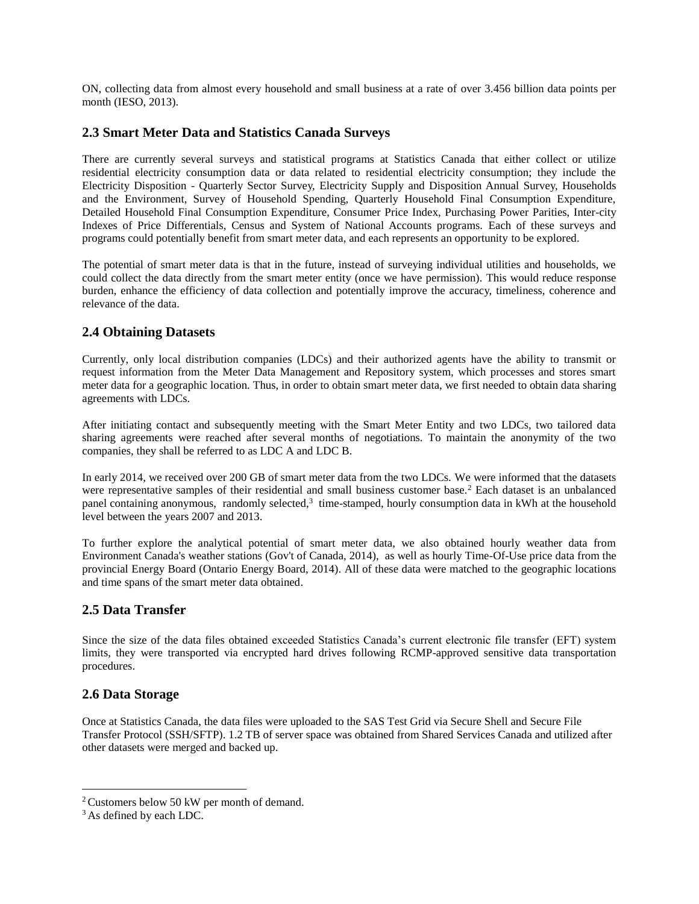ON, collecting data from almost every household and small business at a rate of over 3.456 billion data points per month (IESO, 2013).

## 2.3 Smart Meter Data and Statistics Canada Surveys

There are currently several surveys and statistical programs at Statistics Canada that either collect or utilize residential electricity consumption data or data related to residential electricity consumption; they include the Electricity Disposition - Quarterly Sector Survey, Electricity Supply and Disposition Annual Survey, Households and the Environment, Survey of Household Spending, Quarterly Household Final Consumption Expenditure, Detailed Household Final Consumption Expenditure, Consumer Price Index, Purchasing Power Parities, Inter-city Indexes of Price Differentials, Census and System of National Accounts programs. Each of these surveys and programs could potentially benefit from smart meter data, and each represents an opportunity to be explored.

The potential of smart meter data is that in the future, instead of surveying individual utilities and households, we could collect the data directly from the smart meter entity (once we have permission). This would reduce response burden, enhance the efficiency of data collection and potentially improve the accuracy, timeliness, coherence and relevance of the data.

## 2.4 Obtaining Datasets

Currently, only local distribution companies (LDCs) and their authorized agents have the ability to transmit or request information from the Meter Data Management and Repository system, which processes and stores smart meter data for a geographic location. Thus, in order to obtain smart meter data, we first needed to obtain data sharing agreements with LDCs.

After initiating contact and subsequently meeting with the Smart Meter Entity and two LDCs, two tailored data sharing agreements were reached after several months of negotiations. To maintain the anonymity of the two companies, they shall be referred to as LDC A and LDC B.

In early 2014, we received over 200 GB of smart meter data from the two LDCs. We were informed that the datasets were representative samples of their residential and small business customer base.[2] Each dataset is an unbalanced panel containing anonymous, randomly selected,[3] time-stamped, hourly consumption data in kWh at the household level between the years 2007 and 2013.

To further explore the analytical potential of smart meter data, we also obtained hourly weather data from Environment Canada's weather stations (Gov't of Canada, 2014), as well as hourly Time-Of-Use price data from the provincial Energy Board (Ontario Energy Board, 2014). All of these data were matched to the geographic locations and time spans of the smart meter data obtained.

## 2.5 Data Transfer

Since the size of the data files obtained exceeded Statistics Canada's current electronic file transfer (EFT) system limits, they were transported via encrypted hard drives following RCMP-approved sensitive data transportation procedures.

## 2.6 Data Storage

Once at Statistics Canada, the data files were uploaded to the SAS Test Grid via Secure Shell and Secure File Transfer Protocol (SSH/SFTP). 1.2 TB of server space was obtained from Shared Services Canada and utilized after other datasets were merged and backed up.

[2] Customers below 50 kW per month of demand.

[3] As defined by each LDC.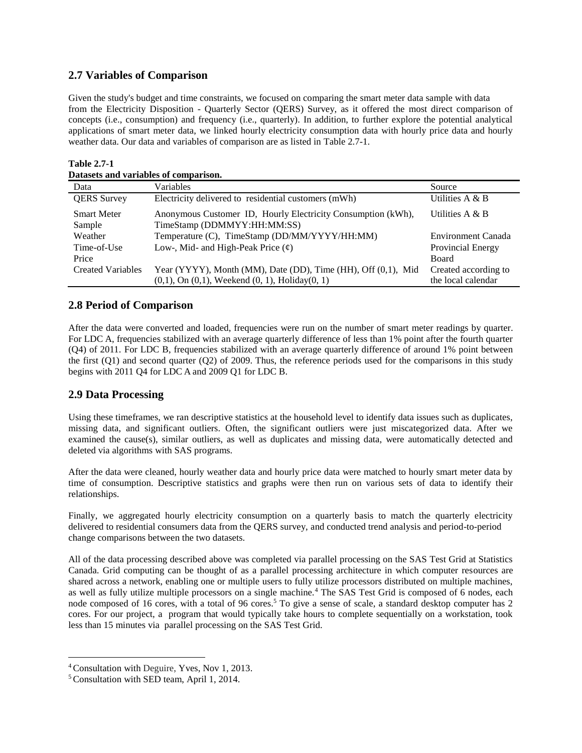## 2.7 Variables of Comparison

Given the study's budget and time constraints, we focused on comparing the smart meter data sample with data from the Electricity Disposition - Quarterly Sector (QERS) Survey, as it offered the most direct comparison of concepts (i.e., consumption) and frequency (i.e., quarterly). In addition, to further explore the potential analytical applications of smart meter data, we linked hourly electricity consumption data with hourly price data and hourly weather data. Our data and variables of comparison are as listed in Table 2.7-1.

**Table 2.7-1**
**Datasets and variables of comparison.**

| Data | Variables | Source |
|---|---|---|
| QERS Survey | Electricity delivered to residential customers (mWh) | Utilities A & B |
| Smart Meter Sample | Anonymous Customer ID, Hourly Electricity Consumption (kWh), TimeStamp (DDMMYY:HH:MM:SS) | Utilities A & B |
| Weather | Temperature (C), TimeStamp (DD/MM/YYYY/HH:MM) | Environment Canada |
| Time-of-Use Price | Low-, Mid- and High-Peak Price (¢) | Provincial Energy Board |
| Created Variables | Year (YYYY), Month (MM), Date (DD), Time (HH), Off (0,1), Mid (0,1), On (0,1), Weekend (0, 1), Holiday(0, 1) | Created according to the local calendar |

## 2.8 Period of Comparison

After the data were converted and loaded, frequencies were run on the number of smart meter readings by quarter. For LDC A, frequencies stabilized with an average quarterly difference of less than 1% point after the fourth quarter (Q4) of 2011. For LDC B, frequencies stabilized with an average quarterly difference of around 1% point between the first (Q1) and second quarter (Q2) of 2009. Thus, the reference periods used for the comparisons in this study begins with 2011 Q4 for LDC A and 2009 Q1 for LDC B.

## 2.9 Data Processing

Using these timeframes, we ran descriptive statistics at the household level to identify data issues such as duplicates, missing data, and significant outliers. Often, the significant outliers were just miscategorized data. After we examined the cause(s), similar outliers, as well as duplicates and missing data, were automatically detected and deleted via algorithms with SAS programs.

After the data were cleaned, hourly weather data and hourly price data were matched to hourly smart meter data by time of consumption. Descriptive statistics and graphs were then run on various sets of data to identify their relationships.

Finally, we aggregated hourly electricity consumption on a quarterly basis to match the quarterly electricity delivered to residential consumers data from the QERS survey, and conducted trend analysis and period-to-period change comparisons between the two datasets.

All of the data processing described above was completed via parallel processing on the SAS Test Grid at Statistics Canada. Grid computing can be thought of as a parallel processing architecture in which computer resources are shared across a network, enabling one or multiple users to fully utilize processors distributed on multiple machines, as well as fully utilize multiple processors on a single machine.[4] The SAS Test Grid is composed of 6 nodes, each node composed of 16 cores, with a total of 96 cores.[5] To give a sense of scale, a standard desktop computer has 2 cores. For our project, a program that would typically take hours to complete sequentially on a workstation, took less than 15 minutes via parallel processing on the SAS Test Grid.

[4] Consultation with Deguire, Yves, Nov 1, 2013.
[5] Consultation with SED team, April 1, 2014.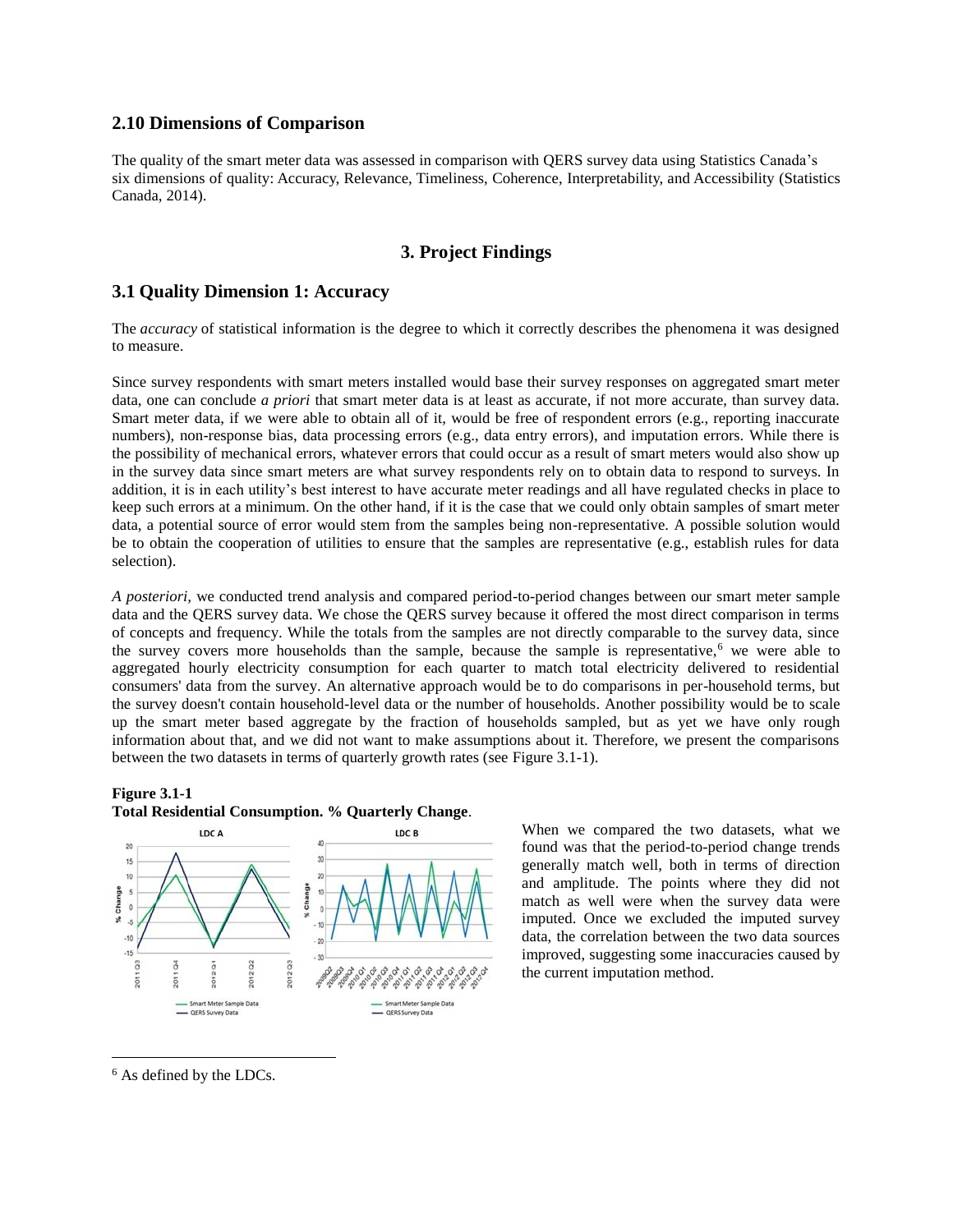## 2.10 Dimensions of Comparison

The quality of the smart meter data was assessed in comparison with QERS survey data using Statistics Canada's six dimensions of quality: Accuracy, Relevance, Timeliness, Coherence, Interpretability, and Accessibility (Statistics Canada, 2014).

# 3. Project Findings

## 3.1 Quality Dimension 1: Accuracy

The *accuracy* of statistical information is the degree to which it correctly describes the phenomena it was designed to measure.

Since survey respondents with smart meters installed would base their survey responses on aggregated smart meter data, one can conclude *a priori* that smart meter data is at least as accurate, if not more accurate, than survey data. Smart meter data, if we were able to obtain all of it, would be free of respondent errors (e.g., reporting inaccurate numbers), non-response bias, data processing errors (e.g., data entry errors), and imputation errors. While there is the possibility of mechanical errors, whatever errors that could occur as a result of smart meters would also show up in the survey data since smart meters are what survey respondents rely on to obtain data to respond to surveys. In addition, it is in each utility's best interest to have accurate meter readings and all have regulated checks in place to keep such errors at a minimum. On the other hand, if it is the case that we could only obtain samples of smart meter data, a potential source of error would stem from the samples being non-representative. A possible solution would be to obtain the cooperation of utilities to ensure that the samples are representative (e.g., establish rules for data selection).

*A posteriori,* we conducted trend analysis and compared period-to-period changes between our smart meter sample data and the QERS survey data. We chose the QERS survey because it offered the most direct comparison in terms of concepts and frequency. While the totals from the samples are not directly comparable to the survey data, since the survey covers more households than the sample, because the sample is representative,[6] we were able to aggregated hourly electricity consumption for each quarter to match total electricity delivered to residential consumers' data from the survey. An alternative approach would be to do comparisons in per-household terms, but the survey doesn't contain household-level data or the number of households. Another possibility would be to scale up the smart meter based aggregate by the fraction of households sampled, but as yet we have only rough information about that, and we did not want to make assumptions about it. Therefore, we present the comparisons between the two datasets in terms of quarterly growth rates (see Figure 3.1-1).

**Figure 3.1-1**
**Total Residential Consumption. % Quarterly Change**.

When we compared the two datasets, what we found was that the period-to-period change trends generally match well, both in terms of direction and amplitude. The points where they did not match as well were when the survey data were imputed. Once we excluded the imputed survey data, the correlation between the two data sources improved, suggesting some inaccuracies caused by the current imputation method.

[6] As defined by the LDCs.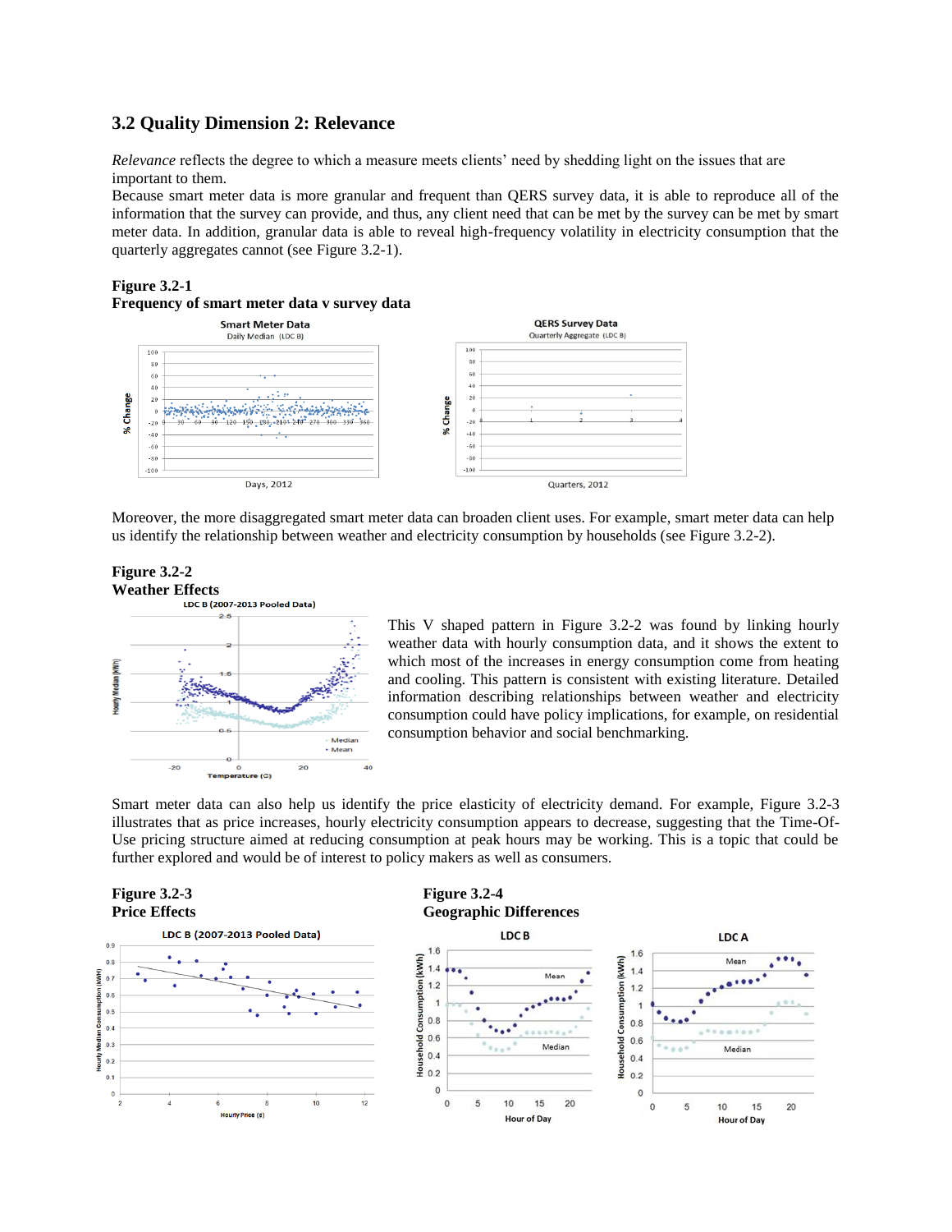## 3.2 Quality Dimension 2: Relevance

*Relevance* reflects the degree to which a measure meets clients' need by shedding light on the issues that are important to them.

Because smart meter data is more granular and frequent than QERS survey data, it is able to reproduce all of the information that the survey can provide, and thus, any client need that can be met by the survey can be met by smart meter data. In addition, granular data is able to reveal high-frequency volatility in electricity consumption that the quarterly aggregates cannot (see Figure 3.2-1).

**Figure 3.2-1**
**Frequency of smart meter data v survey data**

Moreover, the more disaggregated smart meter data can broaden client uses. For example, smart meter data can help us identify the relationship between weather and electricity consumption by households (see Figure 3.2-2).

**Figure 3.2-2**
**Weather Effects**

This V shaped pattern in Figure 3.2-2 was found by linking hourly weather data with hourly consumption data, and it shows the extent to which most of the increases in energy consumption come from heating and cooling. This pattern is consistent with existing literature. Detailed information describing relationships between weather and electricity consumption could have policy implications, for example, on residential consumption behavior and social benchmarking.

Smart meter data can also help us identify the price elasticity of electricity demand. For example, Figure 3.2-3 illustrates that as price increases, hourly electricity consumption appears to decrease, suggesting that the Time-Of-Use pricing structure aimed at reducing consumption at peak hours may be working. This is a topic that could be further explored and would be of interest to policy makers as well as consumers.

**Figure 3.2-3**
**Price Effects**

**Figure 3.2-4**
**Geographic Differences**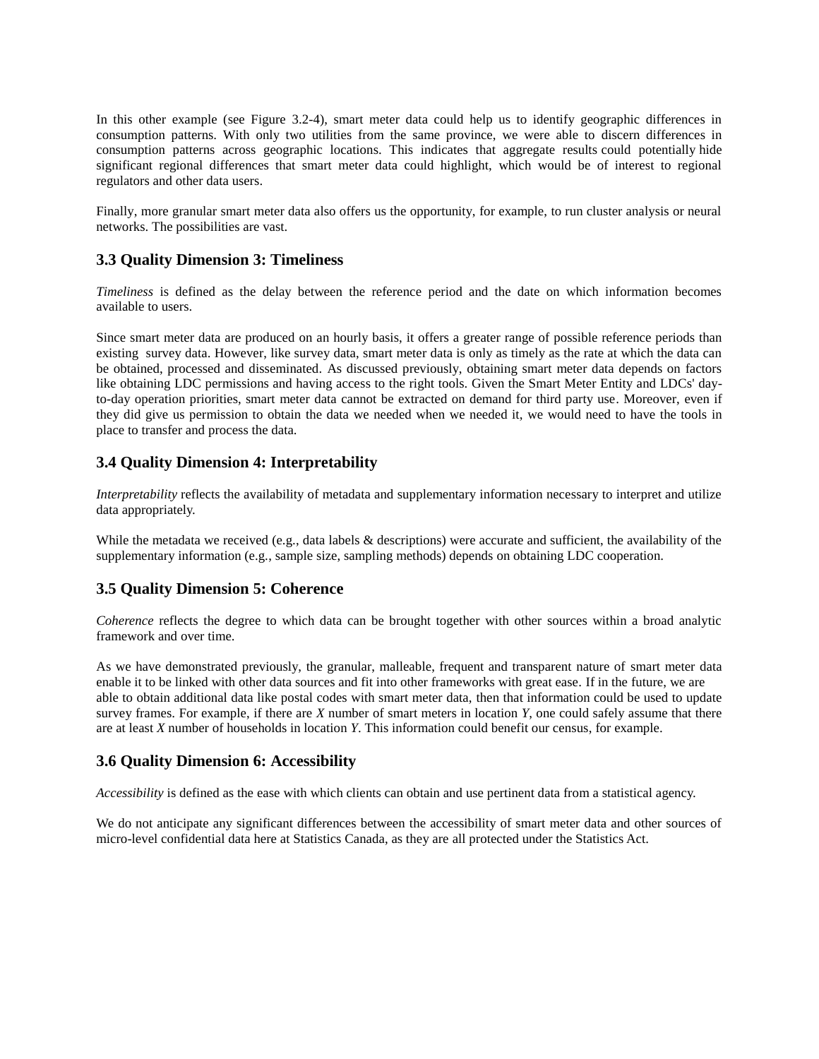In this other example (see Figure 3.2-4), smart meter data could help us to identify geographic differences in consumption patterns. With only two utilities from the same province, we were able to discern differences in consumption patterns across geographic locations. This indicates that aggregate results could potentially hide significant regional differences that smart meter data could highlight, which would be of interest to regional regulators and other data users.

Finally, more granular smart meter data also offers us the opportunity, for example, to run cluster analysis or neural networks. The possibilities are vast.

### 3.3 Quality Dimension 3: Timeliness

*Timeliness* is defined as the delay between the reference period and the date on which information becomes available to users.

Since smart meter data are produced on an hourly basis, it offers a greater range of possible reference periods than existing survey data. However, like survey data, smart meter data is only as timely as the rate at which the data can be obtained, processed and disseminated. As discussed previously, obtaining smart meter data depends on factors like obtaining LDC permissions and having access to the right tools. Given the Smart Meter Entity and LDCs' day-to-day operation priorities, smart meter data cannot be extracted on demand for third party use. Moreover, even if they did give us permission to obtain the data we needed when we needed it, we would need to have the tools in place to transfer and process the data.

### 3.4 Quality Dimension 4: Interpretability

*Interpretability* reflects the availability of metadata and supplementary information necessary to interpret and utilize data appropriately.

While the metadata we received (e.g., data labels & descriptions) were accurate and sufficient, the availability of the supplementary information (e.g., sample size, sampling methods) depends on obtaining LDC cooperation.

### 3.5 Quality Dimension 5: Coherence

*Coherence* reflects the degree to which data can be brought together with other sources within a broad analytic framework and over time.

As we have demonstrated previously, the granular, malleable, frequent and transparent nature of smart meter data enable it to be linked with other data sources and fit into other frameworks with great ease. If in the future, we are able to obtain additional data like postal codes with smart meter data, then that information could be used to update survey frames. For example, if there are *X* number of smart meters in location *Y*, one could safely assume that there are at least *X* number of households in location *Y*. This information could benefit our census, for example.

### 3.6 Quality Dimension 6: Accessibility

*Accessibility* is defined as the ease with which clients can obtain and use pertinent data from a statistical agency.

We do not anticipate any significant differences between the accessibility of smart meter data and other sources of micro-level confidential data here at Statistics Canada, as they are all protected under the Statistics Act.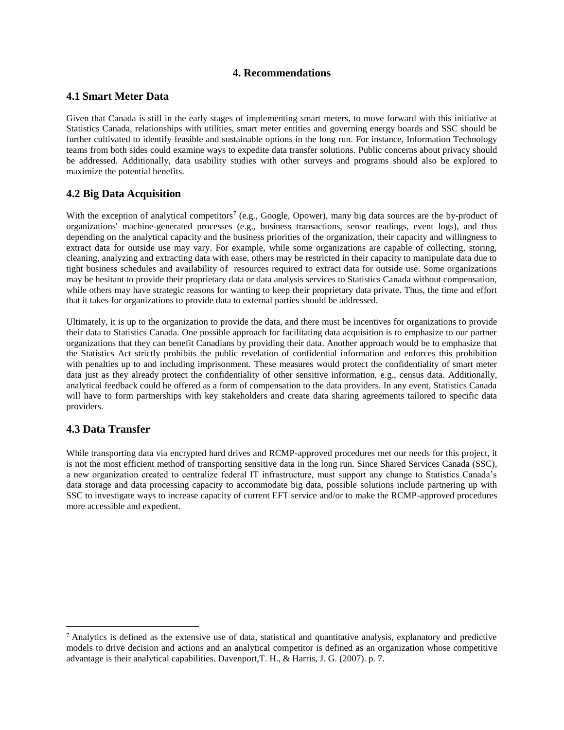# 4. Recommendations

## 4.1 Smart Meter Data

Given that Canada is still in the early stages of implementing smart meters, to move forward with this initiative at Statistics Canada, relationships with utilities, smart meter entities and governing energy boards and SSC should be further cultivated to identify feasible and sustainable options in the long run. For instance, Information Technology teams from both sides could examine ways to expedite data transfer solutions. Public concerns about privacy should be addressed. Additionally, data usability studies with other surveys and programs should also be explored to maximize the potential benefits.

## 4.2 Big Data Acquisition

With the exception of analytical competitors[7] (e.g., Google, Opower), many big data sources are the by-product of organizations' machine-generated processes (e.g., business transactions, sensor readings, event logs), and thus depending on the analytical capacity and the business priorities of the organization, their capacity and willingness to extract data for outside use may vary. For example, while some organizations are capable of collecting, storing, cleaning, analyzing and extracting data with ease, others may be restricted in their capacity to manipulate data due to tight business schedules and availability of resources required to extract data for outside use. Some organizations may be hesitant to provide their proprietary data or data analysis services to Statistics Canada without compensation, while others may have strategic reasons for wanting to keep their proprietary data private. Thus, the time and effort that it takes for organizations to provide data to external parties should be addressed.

Ultimately, it is up to the organization to provide the data, and there must be incentives for organizations to provide their data to Statistics Canada. One possible approach for facilitating data acquisition is to emphasize to our partner organizations that they can benefit Canadians by providing their data. Another approach would be to emphasize that the Statistics Act strictly prohibits the public revelation of confidential information and enforces this prohibition with penalties up to and including imprisonment. These measures would protect the confidentiality of smart meter data just as they already protect the confidentiality of other sensitive information, e.g., census data. Additionally, analytical feedback could be offered as a form of compensation to the data providers. In any event, Statistics Canada will have to form partnerships with key stakeholders and create data sharing agreements tailored to specific data providers.

## 4.3 Data Transfer

While transporting data via encrypted hard drives and RCMP-approved procedures met our needs for this project, it is not the most efficient method of transporting sensitive data in the long run. Since Shared Services Canada (SSC), a new organization created to centralize federal IT infrastructure, must support any change to Statistics Canada's data storage and data processing capacity to accommodate big data, possible solutions include partnering up with SSC to investigate ways to increase capacity of current EFT service and/or to make the RCMP-approved procedures more accessible and expedient.

---

[7] Analytics is defined as the extensive use of data, statistical and quantitative analysis, explanatory and predictive models to drive decision and actions and an analytical competitor is defined as an organization whose competitive advantage is their analytical capabilities. Davenport,T. H., & Harris, J. G. (2007). p. 7.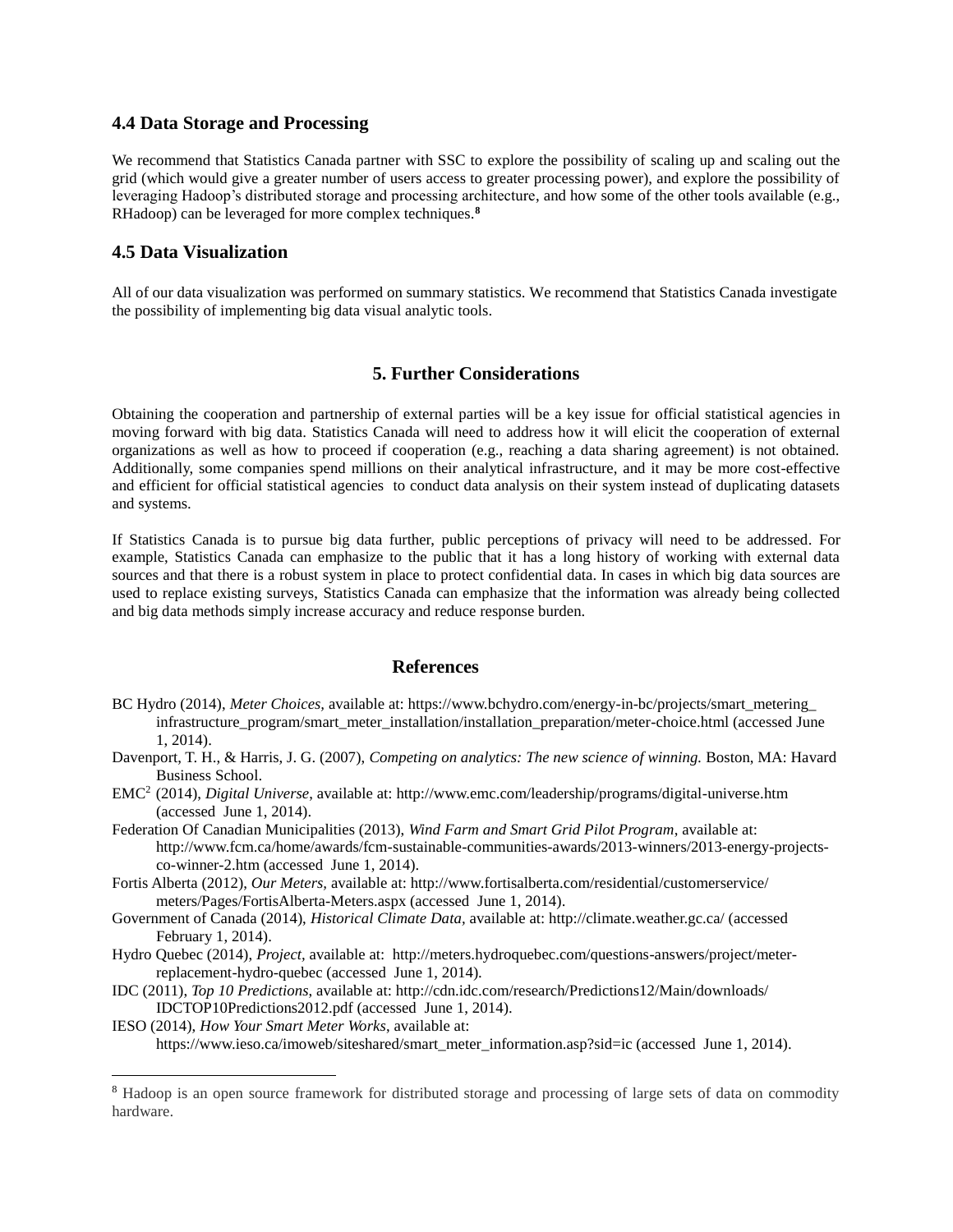### 4.4 Data Storage and Processing

We recommend that Statistics Canada partner with SSC to explore the possibility of scaling up and scaling out the grid (which would give a greater number of users access to greater processing power), and explore the possibility of leveraging Hadoop's distributed storage and processing architecture, and how some of the other tools available (e.g., RHadoop) can be leveraged for more complex techniques.[8]

### 4.5 Data Visualization

All of our data visualization was performed on summary statistics. We recommend that Statistics Canada investigate the possibility of implementing big data visual analytic tools.

## 5. Further Considerations

Obtaining the cooperation and partnership of external parties will be a key issue for official statistical agencies in moving forward with big data. Statistics Canada will need to address how it will elicit the cooperation of external organizations as well as how to proceed if cooperation (e.g., reaching a data sharing agreement) is not obtained. Additionally, some companies spend millions on their analytical infrastructure, and it may be more cost-effective and efficient for official statistical agencies to conduct data analysis on their system instead of duplicating datasets and systems.

If Statistics Canada is to pursue big data further, public perceptions of privacy will need to be addressed. For example, Statistics Canada can emphasize to the public that it has a long history of working with external data sources and that there is a robust system in place to protect confidential data. In cases in which big data sources are used to replace existing surveys, Statistics Canada can emphasize that the information was already being collected and big data methods simply increase accuracy and reduce response burden.

## References

BC Hydro (2014), *Meter Choices*, available at: https://www.bchydro.com/energy-in-bc/projects/smart_metering_infrastructure_program/smart_meter_installation/installation_preparation/meter-choice.html (accessed June 1, 2014).

Davenport, T. H., & Harris, J. G. (2007), *Competing on analytics: The new science of winning.* Boston, MA: Havard Business School.

EMC$^2$ (2014), *Digital Universe*, available at: http://www.emc.com/leadership/programs/digital-universe.htm (accessed June 1, 2014).

Federation Of Canadian Municipalities (2013), *Wind Farm and Smart Grid Pilot Program*, available at: http://www.fcm.ca/home/awards/fcm-sustainable-communities-awards/2013-winners/2013-energy-projects-co-winner-2.htm (accessed June 1, 2014).

Fortis Alberta (2012), *Our Meters*, available at: http://www.fortisalberta.com/residential/customerservice/meters/Pages/FortisAlberta-Meters.aspx (accessed June 1, 2014).

Government of Canada (2014), *Historical Climate Data*, available at: http://climate.weather.gc.ca/ (accessed February 1, 2014).

Hydro Quebec (2014), *Project*, available at: http://meters.hydroquebec.com/questions-answers/project/meter-replacement-hydro-quebec (accessed June 1, 2014).

IDC (2011), *Top 10 Predictions*, available at: http://cdn.idc.com/research/Predictions12/Main/downloads/IDCTOP10Predictions2012.pdf (accessed June 1, 2014).

IESO (2014), *How Your Smart Meter Works*, available at: https://www.ieso.ca/imoweb/siteshared/smart_meter_information.asp?sid=ic (accessed June 1, 2014).

---

[8] Hadoop is an open source framework for distributed storage and processing of large sets of data on commodity hardware.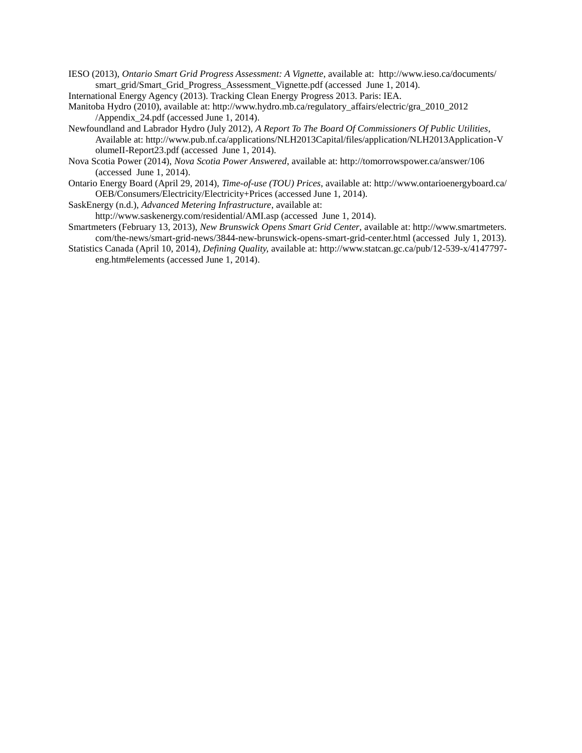IESO (2013), *Ontario Smart Grid Progress Assessment: A Vignette*, available at: http://www.ieso.ca/documents/smart_grid/Smart_Grid_Progress_Assessment_Vignette.pdf (accessed June 1, 2014).

International Energy Agency (2013). Tracking Clean Energy Progress 2013. Paris: IEA.

Manitoba Hydro (2010), available at: http://www.hydro.mb.ca/regulatory_affairs/electric/gra_2010_2012/Appendix_24.pdf (accessed June 1, 2014).

Newfoundland and Labrador Hydro (July 2012), *A Report To The Board Of Commissioners Of Public Utilities*, Available at: http://www.pub.nf.ca/applications/NLH2013Capital/files/application/NLH2013Application-VolumeII-Report23.pdf (accessed June 1, 2014).

Nova Scotia Power (2014), *Nova Scotia Power Answered*, available at: http://tomorrowspower.ca/answer/106 (accessed June 1, 2014).

Ontario Energy Board (April 29, 2014), *Time-of-use (TOU) Prices*, available at: http://www.ontarioenergyboard.ca/OEB/Consumers/Electricity/Electricity+Prices (accessed June 1, 2014).

SaskEnergy (n.d.), *Advanced Metering Infrastructure*, available at: http://www.saskenergy.com/residential/AMI.asp (accessed June 1, 2014).

Smartmeters (February 13, 2013), *New Brunswick Opens Smart Grid Center*, available at: http://www.smartmeters.com/the-news/smart-grid-news/3844-new-brunswick-opens-smart-grid-center.html (accessed July 1, 2013).

Statistics Canada (April 10, 2014), *Defining Quality*, available at: http://www.statcan.gc.ca/pub/12-539-x/4147797-eng.htm#elements (accessed June 1, 2014).